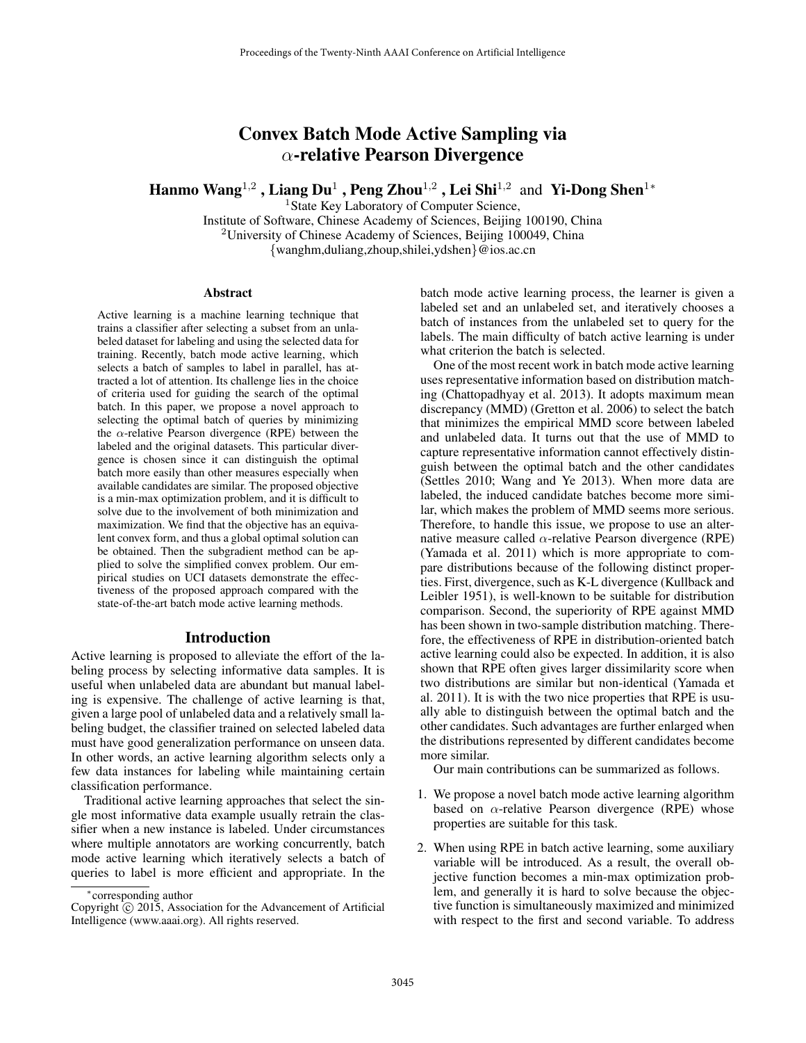# Convex Batch Mode Active Sampling via $\alpha$-relative Pearson Divergence

**Hanmo Wang**[1,2] **, Liang Du**[1] **, Peng Zhou**[1,2] **, Lei Shi**[1,2] **and Yi-Dong Shen**[1*]

[1]State Key Laboratory of Computer Science,
Institute of Software, Chinese Academy of Sciences, Beijing 100190, China
[2]University of Chinese Academy of Sciences, Beijing 100049, China
{wanghm,duliang,zhoup,shilei,ydshen}@ios.ac.cn

## Abstract

Active learning is a machine learning technique that trains a classifier after selecting a subset from an unlabeled dataset for labeling and using the selected data for training. Recently, batch mode active learning, which selects a batch of samples to label in parallel, has attracted a lot of attention. Its challenge lies in the choice of criteria used for guiding the search of the optimal batch. In this paper, we propose a novel approach to selecting the optimal batch of queries by minimizing the $\alpha$-relative Pearson divergence (RPE) between the labeled and the original datasets. This particular divergence is chosen since it can distinguish the optimal batch more easily than other measures especially when available candidates are similar. The proposed objective is a min-max optimization problem, and it is difficult to solve due to the involvement of both minimization and maximization. We find that the objective has an equivalent convex form, and thus a global optimal solution can be obtained. Then the subgradient method can be applied to solve the simplified convex problem. Our empirical studies on UCI datasets demonstrate the effectiveness of the proposed approach compared with the state-of-the-art batch mode active learning methods.

## Introduction

Active learning is proposed to alleviate the effort of the labeling process by selecting informative data samples. It is useful when unlabeled data are abundant but manual labeling is expensive. The challenge of active learning is that, given a large pool of unlabeled data and a relatively small labeling budget, the classifier trained on selected labeled data must have good generalization performance on unseen data. In other words, an active learning algorithm selects only a few data instances for labeling while maintaining certain classification performance.

Traditional active learning approaches that select the single most informative data example usually retrain the classifier when a new instance is labeled. Under circumstances where multiple annotators are working concurrently, batch mode active learning which iteratively selects a batch of queries to label is more efficient and appropriate. In the batch mode active learning process, the learner is given a labeled set and an unlabeled set, and iteratively chooses a batch of instances from the unlabeled set to query for the labels. The main difficulty of batch active learning is under what criterion the batch is selected.

One of the most recent work in batch mode active learning uses representative information based on distribution matching (Chattopadhyay et al. 2013). It adopts maximum mean discrepancy (MMD) (Gretton et al. 2006) to select the batch that minimizes the empirical MMD score between labeled and unlabeled data. It turns out that the use of MMD to capture representative information cannot effectively distinguish between the optimal batch and the other candidates (Settles 2010; Wang and Ye 2013). When more data are labeled, the induced candidate batches become more similar, which makes the problem of MMD seems more serious. Therefore, to handle this issue, we propose to use an alternative measure called $\alpha$-relative Pearson divergence (RPE) (Yamada et al. 2011) which is more appropriate to compare distributions because of the following distinct properties. First, divergence, such as K-L divergence (Kullback and Leibler 1951), is well-known to be suitable for distribution comparison. Second, the superiority of RPE against MMD has been shown in two-sample distribution matching. Therefore, the effectiveness of RPE in distribution-oriented batch active learning could also be expected. In addition, it is also shown that RPE often gives larger dissimilarity score when two distributions are similar but non-identical (Yamada et al. 2011). It is with the two nice properties that RPE is usually able to distinguish between the optimal batch and the other candidates. Such advantages are further enlarged when the distributions represented by different candidates become more similar.

Our main contributions can be summarized as follows.

1. We propose a novel batch mode active learning algorithm based on $\alpha$-relative Pearson divergence (RPE) whose properties are suitable for this task.
2. When using RPE in batch active learning, some auxiliary variable will be introduced. As a result, the overall objective function becomes a min-max optimization problem, and generally it is hard to solve because the objective function is simultaneously maximized and minimized with respect to the first and second variable. To address

---

*corresponding author

Copyright © 2015, Association for the Advancement of Artificial Intelligence (www.aaai.org). All rights reserved.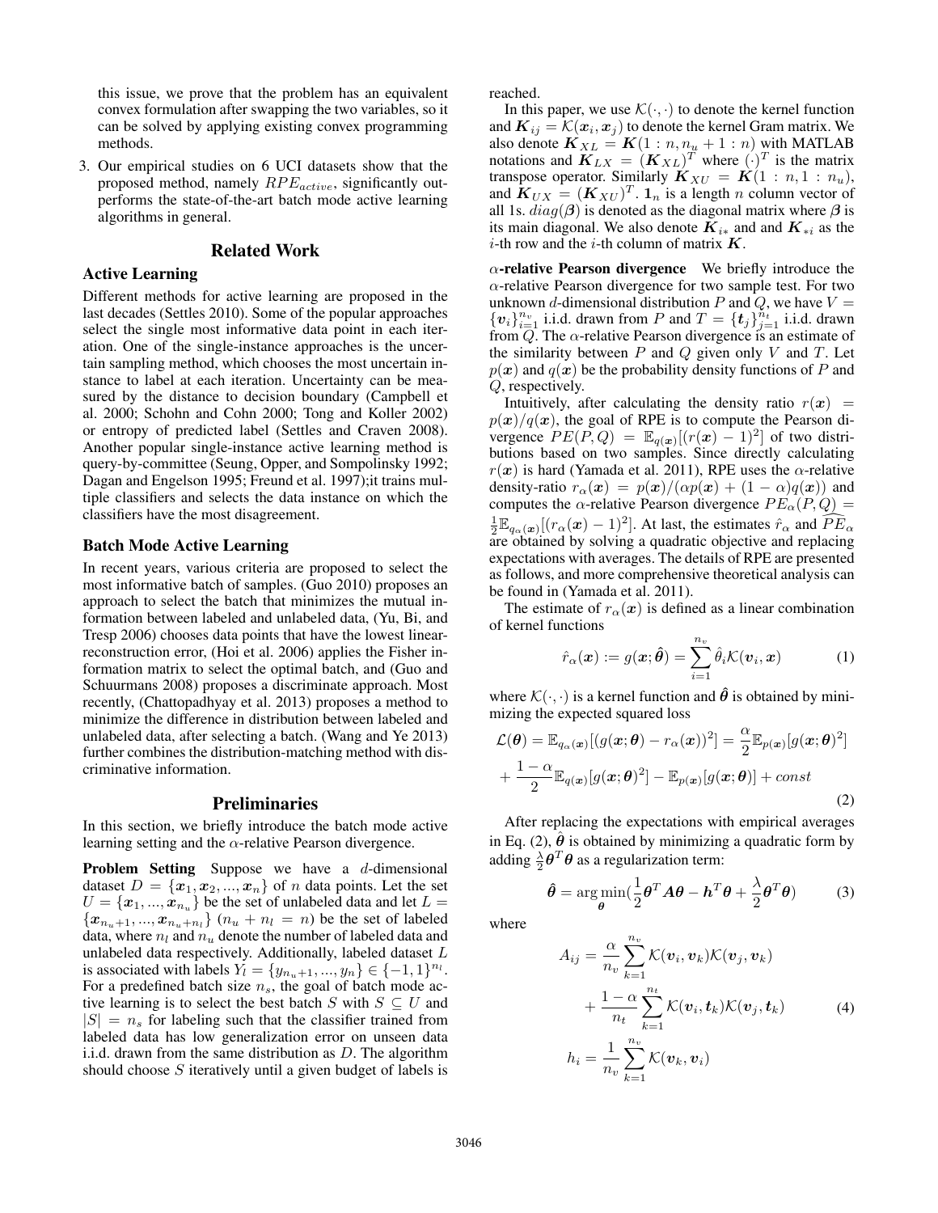this issue, we prove that the problem has an equivalent convex formulation after swapping the two variables, so it can be solved by applying existing convex programming methods.

3. Our empirical studies on 6 UCI datasets show that the proposed method, namely $RPE_{active}$, significantly outperforms the state-of-the-art batch mode active learning algorithms in general.

## Related Work

### Active Learning

Different methods for active learning are proposed in the last decades (Settles 2010). Some of the popular approaches select the single most informative data point in each iteration. One of the single-instance approaches is the uncertain sampling method, which chooses the most uncertain instance to label at each iteration. Uncertainty can be measured by the distance to decision boundary (Campbell et al. 2000; Schohn and Cohn 2000; Tong and Koller 2002) or entropy of predicted label (Settles and Craven 2008). Another popular single-instance active learning method is query-by-committee (Seung, Opper, and Sompolinsky 1992; Dagan and Engelson 1995; Freund et al. 1997);it trains multiple classifiers and selects the data instance on which the classifiers have the most disagreement.

### Batch Mode Active Learning

In recent years, various criteria are proposed to select the most informative batch of samples. (Guo 2010) proposes an approach to select the batch that minimizes the mutual information between labeled and unlabeled data, (Yu, Bi, and Tresp 2006) chooses data points that have the lowest linear-reconstruction error, (Hoi et al. 2006) applies the Fisher information matrix to select the optimal batch, and (Guo and Schuurmans 2008) proposes a discriminate approach. Most recently, (Chattopadhyay et al. 2013) proposes a method to minimize the difference in distribution between labeled and unlabeled data, after selecting a batch. (Wang and Ye 2013) further combines the distribution-matching method with discriminative information.

## Preliminaries

In this section, we briefly introduce the batch mode active learning setting and the $\alpha$-relative Pearson divergence.

**Problem Setting** Suppose we have a $d$-dimensional dataset $D = \{\boldsymbol{x}_1, \boldsymbol{x}_2, ..., \boldsymbol{x}_n\}$ of $n$ data points. Let the set $U = \{\boldsymbol{x}_1, ..., \boldsymbol{x}_{n_u}\}$ be the set of unlabeled data and let $L = \{\boldsymbol{x}_{n_u+1}, ..., \boldsymbol{x}_{n_u+n_l}\}$ $(n_u + n_l = n)$ be the set of labeled data, where $n_l$ and $n_u$ denote the number of labeled data and unlabeled data respectively. Additionally, labeled dataset $L$ is associated with labels $Y_l = \{y_{n_u+1}, ..., y_n\} \in \{-1, 1\}^{n_l}$. For a predefined batch size $n_s$, the goal of batch mode active learning is to select the best batch $S$ with $S \subseteq U$ and $|S| = n_s$ for labeling such that the classifier trained from labeled data has low generalization error on unseen data i.i.d. drawn from the same distribution as $D$. The algorithm should choose $S$ iteratively until a given budget of labels is reached.

In this paper, we use $\mathcal{K}(\cdot, \cdot)$ to denote the kernel function and $\boldsymbol{K}_{ij} = \mathcal{K}(\boldsymbol{x}_i, \boldsymbol{x}_j)$ to denote the kernel Gram matrix. We also denote $\boldsymbol{K}_{XL} = \boldsymbol{K}(1:n, n_u+1:n)$ with MATLAB notations and $\boldsymbol{K}_{LX} = (\boldsymbol{K}_{XL})^T$ where $(\cdot)^T$ is the matrix transpose operator. Similarly $\boldsymbol{K}_{XU} = \boldsymbol{K}(1:n, 1:n_u)$, and $\boldsymbol{K}_{UX} = (\boldsymbol{K}_{XU})^T$. $\boldsymbol{1}_n$ is a length $n$ column vector of all 1s. $diag(\boldsymbol{\beta})$ is denoted as the diagonal matrix where $\boldsymbol{\beta}$ is its main diagonal. We also denote $\boldsymbol{K}_{i*}$ and and $\boldsymbol{K}_{*i}$ as the $i$-th row and the $i$-th column of matrix $\boldsymbol{K}$.

**$\alpha$-relative Pearson divergence** We briefly introduce the $\alpha$-relative Pearson divergence for two sample test. For two unknown $d$-dimensional distribution $P$ and $Q$, we have $V = \{\boldsymbol{v}_i\}_{i=1}^{n_v}$ i.i.d. drawn from $P$ and $T = \{\boldsymbol{t}_j\}_{j=1}^{n_t}$ i.i.d. drawn from $Q$. The $\alpha$-relative Pearson divergence is an estimate of the similarity between $P$ and $Q$ given only $V$ and $T$. Let $p(\boldsymbol{x})$ and $q(\boldsymbol{x})$ be the probability density functions of $P$ and $Q$, respectively.

Intuitively, after calculating the density ratio $r(\boldsymbol{x}) = p(\boldsymbol{x})/q(\boldsymbol{x})$, the goal of RPE is to compute the Pearson divergence $PE(P, Q) = \mathbb{E}_{q(\boldsymbol{x})}[(r(\boldsymbol{x}) - 1)^2]$ of two distributions based on two samples. Since directly calculating $r(\boldsymbol{x})$ is hard (Yamada et al. 2011), RPE uses the $\alpha$-relative density-ratio $r_\alpha(\boldsymbol{x}) = p(\boldsymbol{x})/(\alpha p(\boldsymbol{x}) + (1-\alpha)q(\boldsymbol{x}))$ and computes the $\alpha$-relative Pearson divergence $PE_\alpha(P, Q) = \frac{1}{2}\mathbb{E}_{q_\alpha(\boldsymbol{x})}[(r_\alpha(\boldsymbol{x}) - 1)^2]$. At last, the estimates $\hat{r}_\alpha$ and $\widehat{PE}_\alpha$ are obtained by solving a quadratic objective and replacing expectations with averages. The details of RPE are presented as follows, and more comprehensive theoretical analysis can be found in (Yamada et al. 2011).

The estimate of $r_\alpha(\boldsymbol{x})$ is defined as a linear combination of kernel functions

$$\hat{r}_\alpha(\boldsymbol{x}) := g(\boldsymbol{x}; \hat{\boldsymbol{\theta}}) = \sum_{i=1}^{n_v} \hat{\theta}_i \mathcal{K}(\boldsymbol{v}_i, \boldsymbol{x}) \tag{1}$$

where $\mathcal{K}(\cdot, \cdot)$ is a kernel function and $\hat{\boldsymbol{\theta}}$ is obtained by minimizing the expected squared loss

$$\mathcal{L}(\boldsymbol{\theta}) = \mathbb{E}_{q_\alpha(\boldsymbol{x})}[(g(\boldsymbol{x}; \boldsymbol{\theta}) - r_\alpha(\boldsymbol{x}))^2] = \frac{\alpha}{2}\mathbb{E}_{p(\boldsymbol{x})}[g(\boldsymbol{x}; \boldsymbol{\theta})^2] + \frac{1-\alpha}{2}\mathbb{E}_{q(\boldsymbol{x})}[g(\boldsymbol{x}; \boldsymbol{\theta})^2] - \mathbb{E}_{p(\boldsymbol{x})}[g(\boldsymbol{x}; \boldsymbol{\theta})] + const \tag{2}$$

After replacing the expectations with empirical averages in Eq. (2), $\hat{\boldsymbol{\theta}}$ is obtained by minimizing a quadratic form by adding $\frac{\lambda}{2}\boldsymbol{\theta}^T\boldsymbol{\theta}$ as a regularization term:

$$\hat{\boldsymbol{\theta}} = \arg\min_{\boldsymbol{\theta}} \left(\frac{1}{2}\boldsymbol{\theta}^T \boldsymbol{A} \boldsymbol{\theta} - \boldsymbol{h}^T\boldsymbol{\theta} + \frac{\lambda}{2}\boldsymbol{\theta}^T\boldsymbol{\theta}\right) \tag{3}$$

where

$$A_{ij} = \frac{\alpha}{n_v}\sum_{k=1}^{n_v} \mathcal{K}(\boldsymbol{v}_i, \boldsymbol{v}_k)\mathcal{K}(\boldsymbol{v}_j, \boldsymbol{v}_k) + \frac{1-\alpha}{n_t}\sum_{k=1}^{n_t} \mathcal{K}(\boldsymbol{v}_i, \boldsymbol{t}_k)\mathcal{K}(\boldsymbol{v}_j, \boldsymbol{t}_k)$$

$$h_i = \frac{1}{n_v}\sum_{k=1}^{n_v} \mathcal{K}(\boldsymbol{v}_k, \boldsymbol{v}_i) \tag{4}$$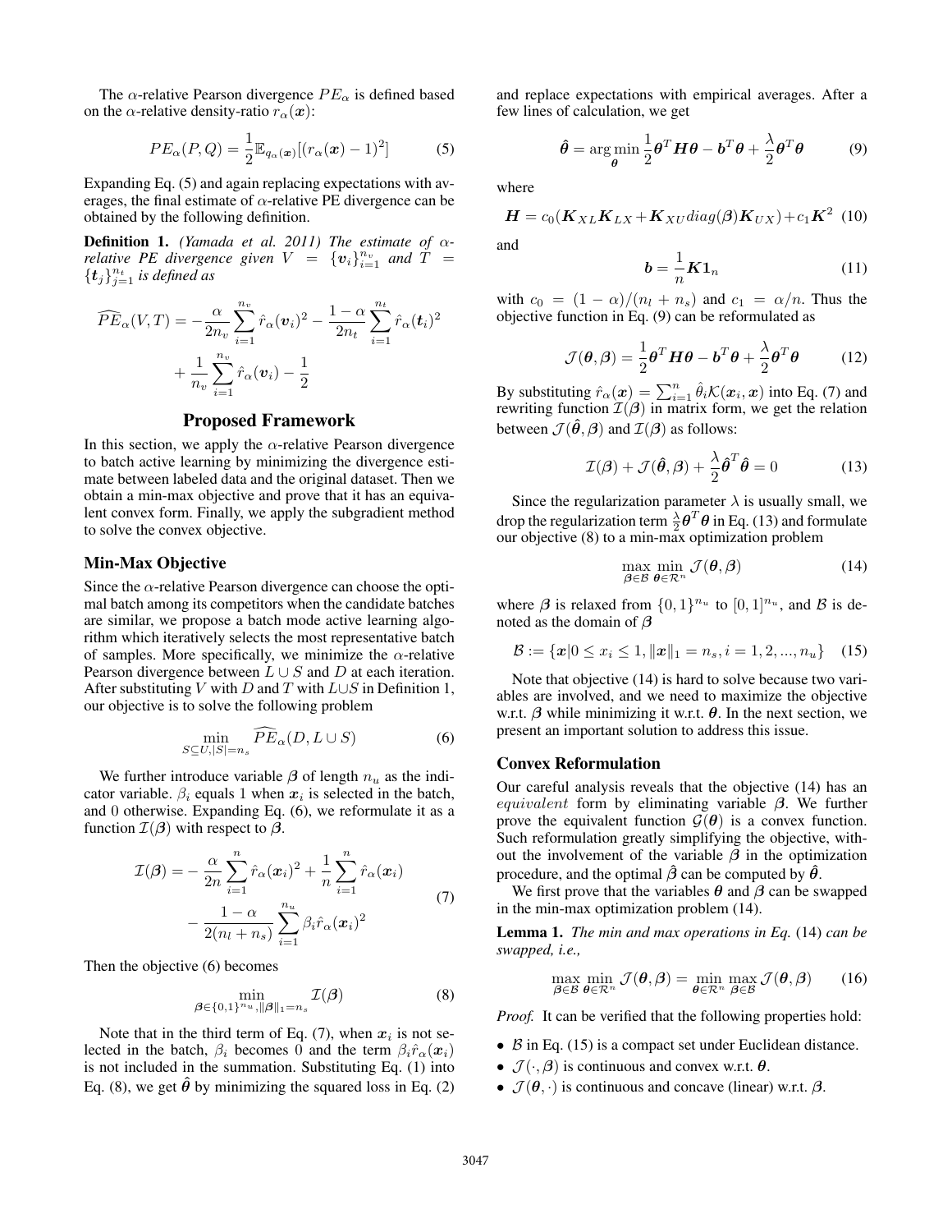The $\alpha$-relative Pearson divergence $PE_\alpha$ is defined based on the $\alpha$-relative density-ratio $r_\alpha(\boldsymbol{x})$:

$$PE_\alpha(P,Q) = \frac{1}{2}\mathbb{E}_{q_\alpha(\boldsymbol{x})}[(r_\alpha(\boldsymbol{x})-1)^2] \tag{5}$$

Expanding Eq. (5) and again replacing expectations with averages, the final estimate of $\alpha$-relative PE divergence can be obtained by the following definition.

**Definition 1.** *(Yamada et al. 2011) The estimate of $\alpha$-relative PE divergence given $V = \{\boldsymbol{v}_i\}_{i=1}^{n_v}$ and $T = \{\boldsymbol{t}_j\}_{j=1}^{n_t}$ is defined as*

$$\widehat{PE}_\alpha(V,T) = -\frac{\alpha}{2n_v}\sum_{i=1}^{n_v}\hat{r}_\alpha(\boldsymbol{v}_i)^2 - \frac{1-\alpha}{2n_t}\sum_{i=1}^{n_t}\hat{r}_\alpha(\boldsymbol{t}_i)^2 + \frac{1}{n_v}\sum_{i=1}^{n_v}\hat{r}_\alpha(\boldsymbol{v}_i) - \frac{1}{2}$$

## Proposed Framework

In this section, we apply the $\alpha$-relative Pearson divergence to batch active learning by minimizing the divergence estimate between labeled data and the original dataset. Then we obtain a min-max objective and prove that it has an equivalent convex form. Finally, we apply the subgradient method to solve the convex objective.

### Min-Max Objective

Since the $\alpha$-relative Pearson divergence can choose the optimal batch among its competitors when the candidate batches are similar, we propose a batch mode active learning algorithm which iteratively selects the most representative batch of samples. More specifically, we minimize the $\alpha$-relative Pearson divergence between $L \cup S$ and $D$ at each iteration. After substituting $V$ with $D$ and $T$ with $L \cup S$ in Definition 1, our objective is to solve the following problem

$$\min_{S \subseteq U, |S|=n_s} \widehat{PE}_\alpha(D, L\cup S) \tag{6}$$

We further introduce variable $\boldsymbol{\beta}$ of length $n_u$ as the indicator variable. $\beta_i$ equals 1 when $\boldsymbol{x}_i$ is selected in the batch, and 0 otherwise. Expanding Eq. (6), we reformulate it as a function $\mathcal{I}(\boldsymbol{\beta})$ with respect to $\boldsymbol{\beta}$.

$$\mathcal{I}(\boldsymbol{\beta}) = -\frac{\alpha}{2n}\sum_{i=1}^{n}\hat{r}_\alpha(\boldsymbol{x}_i)^2 + \frac{1}{n}\sum_{i=1}^{n}\hat{r}_\alpha(\boldsymbol{x}_i) - \frac{1-\alpha}{2(n_l+n_s)}\sum_{i=1}^{n_u}\beta_i\hat{r}_\alpha(\boldsymbol{x}_i)^2 \tag{7}$$

Then the objective (6) becomes

$$\min_{\boldsymbol{\beta}\in\{0,1\}^{n_u}, \|\boldsymbol{\beta}\|_1 = n_s} \mathcal{I}(\boldsymbol{\beta}) \tag{8}$$

Note that in the third term of Eq. (7), when $\boldsymbol{x}_i$ is not selected in the batch, $\beta_i$ becomes 0 and the term $\beta_i\hat{r}_\alpha(\boldsymbol{x}_i)$ is not included in the summation. Substituting Eq. (1) into Eq. (8), we get $\hat{\boldsymbol{\theta}}$ by minimizing the squared loss in Eq. (2) and replace expectations with empirical averages. After a few lines of calculation, we get

$$\hat{\boldsymbol{\theta}} = \arg\min_{\boldsymbol{\theta}} \frac{1}{2}\boldsymbol{\theta}^T\boldsymbol{H}\boldsymbol{\theta} - \boldsymbol{b}^T\boldsymbol{\theta} + \frac{\lambda}{2}\boldsymbol{\theta}^T\boldsymbol{\theta} \tag{9}$$

where

$$\boldsymbol{H} = c_0(\boldsymbol{K}_{XL}\boldsymbol{K}_{LX} + \boldsymbol{K}_{XU}diag(\boldsymbol{\beta})\boldsymbol{K}_{UX}) + c_1\boldsymbol{K}^2 \tag{10}$$

and

$$\boldsymbol{b} = \frac{1}{n}\boldsymbol{K}\boldsymbol{1}_n \tag{11}$$

with $c_0 = (1-\alpha)/(n_l+n_s)$ and $c_1 = \alpha/n$. Thus the objective function in Eq. (9) can be reformulated as

$$\mathcal{J}(\boldsymbol{\theta},\boldsymbol{\beta}) = \frac{1}{2}\boldsymbol{\theta}^T\boldsymbol{H}\boldsymbol{\theta} - \boldsymbol{b}^T\boldsymbol{\theta} + \frac{\lambda}{2}\boldsymbol{\theta}^T\boldsymbol{\theta} \tag{12}$$

By substituting $\hat{r}_\alpha(\boldsymbol{x}) = \sum_{i=1}^{n}\hat{\theta}_i\mathcal{K}(\boldsymbol{x}_i,\boldsymbol{x})$ into Eq. (7) and rewriting function $\mathcal{I}(\boldsymbol{\beta})$ in matrix form, we get the relation between $\mathcal{J}(\hat{\boldsymbol{\theta}},\boldsymbol{\beta})$ and $\mathcal{I}(\boldsymbol{\beta})$ as follows:

$$\mathcal{I}(\boldsymbol{\beta}) + \mathcal{J}(\hat{\boldsymbol{\theta}},\boldsymbol{\beta}) + \frac{\lambda}{2}\hat{\boldsymbol{\theta}}^T\hat{\boldsymbol{\theta}} = 0 \tag{13}$$

Since the regularization parameter $\lambda$ is usually small, we drop the regularization term $\frac{\lambda}{2}\boldsymbol{\theta}^T\boldsymbol{\theta}$ in Eq. (13) and formulate our objective (8) to a min-max optimization problem

$$\max_{\boldsymbol{\beta}\in\mathcal{B}}\min_{\boldsymbol{\theta}\in\mathcal{R}^n} \mathcal{J}(\boldsymbol{\theta},\boldsymbol{\beta}) \tag{14}$$

where $\boldsymbol{\beta}$ is relaxed from $\{0,1\}^{n_u}$ to $[0,1]^{n_u}$, and $\mathcal{B}$ is denoted as the domain of $\boldsymbol{\beta}$

$$\mathcal{B} := \{\boldsymbol{x} | 0 \le x_i \le 1, \|\boldsymbol{x}\|_1 = n_s, i = 1,2,...,n_u\} \tag{15}$$

Note that objective (14) is hard to solve because two variables are involved, and we need to maximize the objective w.r.t. $\boldsymbol{\beta}$ while minimizing it w.r.t. $\boldsymbol{\theta}$. In the next section, we present an important solution to address this issue.

### Convex Reformulation

Our careful analysis reveals that the objective (14) has an *equivalent* form by eliminating variable $\boldsymbol{\beta}$. We further prove the equivalent function $\mathcal{G}(\boldsymbol{\theta})$ is a convex function. Such reformulation greatly simplifying the objective, without the involvement of the variable $\boldsymbol{\beta}$ in the optimization procedure, and the optimal $\hat{\boldsymbol{\beta}}$ can be computed by $\hat{\boldsymbol{\theta}}$.

We first prove that the variables $\boldsymbol{\theta}$ and $\boldsymbol{\beta}$ can be swapped in the min-max optimization problem (14).

**Lemma 1.** *The min and max operations in Eq.* (14) *can be swapped, i.e.,*

$$\max_{\boldsymbol{\beta}\in\mathcal{B}}\min_{\boldsymbol{\theta}\in\mathcal{R}^n} \mathcal{J}(\boldsymbol{\theta},\boldsymbol{\beta}) = \min_{\boldsymbol{\theta}\in\mathcal{R}^n}\max_{\boldsymbol{\beta}\in\mathcal{B}} \mathcal{J}(\boldsymbol{\theta},\boldsymbol{\beta}) \tag{16}$$

*Proof.* It can be verified that the following properties hold:

- $\mathcal{B}$ in Eq. (15) is a compact set under Euclidean distance.
- $\mathcal{J}(\cdot,\boldsymbol{\beta})$ is continuous and convex w.r.t. $\boldsymbol{\theta}$.
- $\mathcal{J}(\boldsymbol{\theta},\cdot)$ is continuous and concave (linear) w.r.t. $\boldsymbol{\beta}$.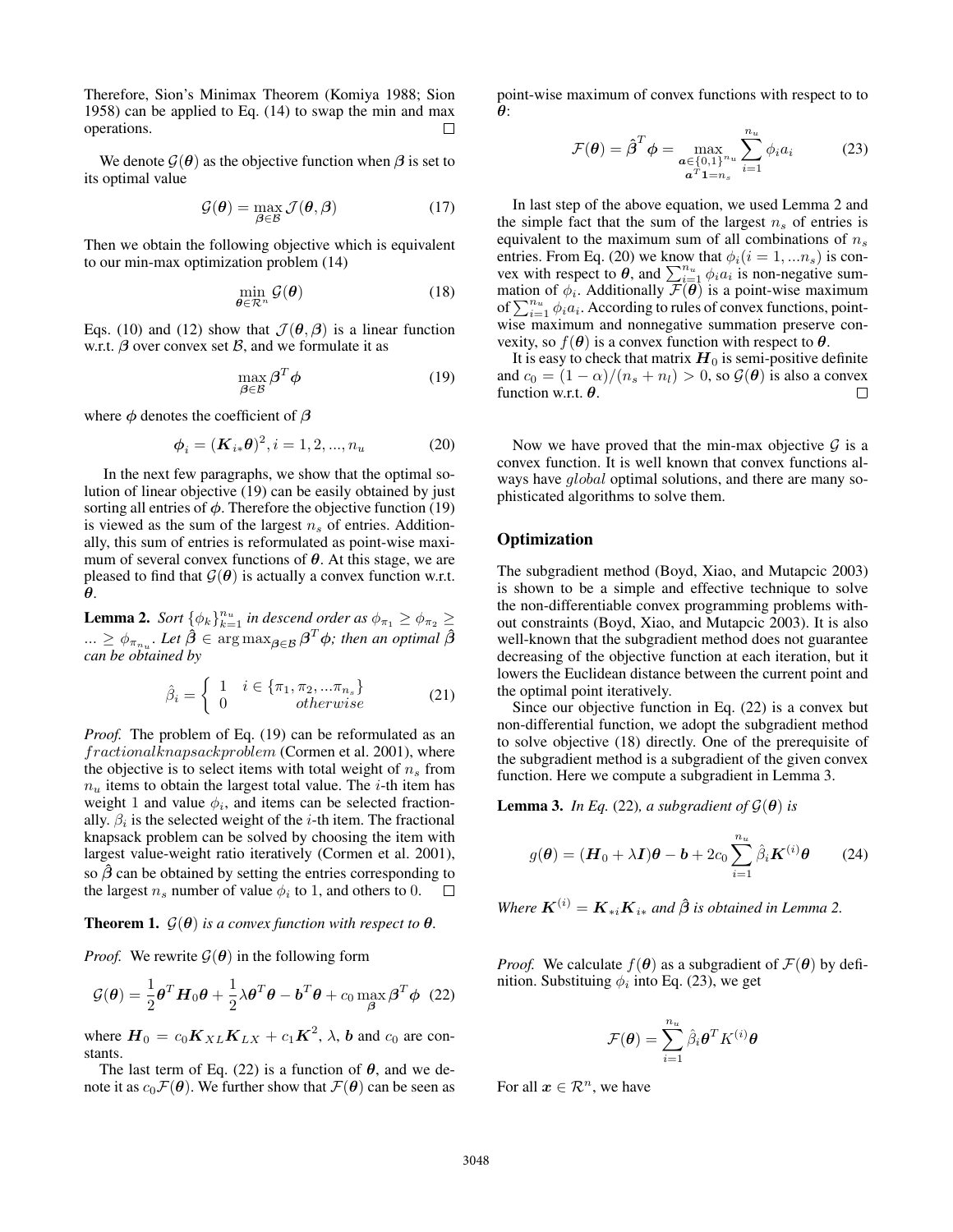Therefore, Sion's Minimax Theorem (Komiya 1988; Sion 1958) can be applied to Eq. (14) to swap the min and max operations. □

We denote $\mathcal{G}(\boldsymbol{\theta})$ as the objective function when $\boldsymbol{\beta}$ is set to its optimal value

$$\mathcal{G}(\boldsymbol{\theta}) = \max_{\boldsymbol{\beta} \in \mathcal{B}} \mathcal{J}(\boldsymbol{\theta}, \boldsymbol{\beta}) \tag{17}$$

Then we obtain the following objective which is equivalent to our min-max optimization problem (14)

$$\min_{\boldsymbol{\theta} \in \mathcal{R}^n} \mathcal{G}(\boldsymbol{\theta}) \tag{18}$$

Eqs. (10) and (12) show that $\mathcal{J}(\boldsymbol{\theta}, \boldsymbol{\beta})$ is a linear function w.r.t. $\boldsymbol{\beta}$ over convex set $\mathcal{B}$, and we formulate it as

$$\max_{\boldsymbol{\beta} \in \mathcal{B}} \boldsymbol{\beta}^T \boldsymbol{\phi} \tag{19}$$

where $\boldsymbol{\phi}$ denotes the coefficient of $\boldsymbol{\beta}$

$$\boldsymbol{\phi}_i = (\boldsymbol{K}_{i*}\boldsymbol{\theta})^2, i = 1, 2, ..., n_u \tag{20}$$

In the next few paragraphs, we show that the optimal solution of linear objective (19) can be easily obtained by just sorting all entries of $\boldsymbol{\phi}$. Therefore the objective function (19) is viewed as the sum of the largest $n_s$ of entries. Additionally, this sum of entries is reformulated as point-wise maximum of several convex functions of $\boldsymbol{\theta}$. At this stage, we are pleased to find that $\mathcal{G}(\boldsymbol{\theta})$ is actually a convex function w.r.t. $\boldsymbol{\theta}$.

**Lemma 2.** *Sort $\{\phi_k\}_{k=1}^{n_u}$ in descend order as $\phi_{\pi_1} \geq \phi_{\pi_2} \geq ... \geq \phi_{\pi_{n_u}}$. Let $\hat{\boldsymbol{\beta}} \in \arg\max_{\boldsymbol{\beta} \in \mathcal{B}} \boldsymbol{\beta}^T \boldsymbol{\phi}$; then an optimal $\hat{\boldsymbol{\beta}}$ can be obtained by*

$$\hat{\beta}_i = \begin{cases} 1 & i \in \{\pi_1, \pi_2, ...\pi_{n_s}\} \\ 0 & otherwise \end{cases} \tag{21}$$

*Proof.* The problem of Eq. (19) can be reformulated as an *fractionalknapsackproblem* (Cormen et al. 2001), where the objective is to select items with total weight of $n_s$ from $n_u$ items to obtain the largest total value. The $i$-th item has weight 1 and value $\phi_i$, and items can be selected fractionally. $\beta_i$ is the selected weight of the $i$-th item. The fractional knapsack problem can be solved by choosing the item with largest value-weight ratio iteratively (Cormen et al. 2001), so $\hat{\boldsymbol{\beta}}$ can be obtained by setting the entries corresponding to the largest $n_s$ number of value $\phi_i$ to 1, and others to 0. □

**Theorem 1.** *$\mathcal{G}(\boldsymbol{\theta})$ is a convex function with respect to $\boldsymbol{\theta}$.*

*Proof.* We rewrite $\mathcal{G}(\boldsymbol{\theta})$ in the following form

$$\mathcal{G}(\boldsymbol{\theta}) = \frac{1}{2}\boldsymbol{\theta}^T \boldsymbol{H}_0 \boldsymbol{\theta} + \frac{1}{2}\lambda \boldsymbol{\theta}^T \boldsymbol{\theta} - \boldsymbol{b}^T \boldsymbol{\theta} + c_0 \max_{\boldsymbol{\beta}} \boldsymbol{\beta}^T \boldsymbol{\phi} \tag{22}$$

where $\boldsymbol{H}_0 = c_0 \boldsymbol{K}_{XL} \boldsymbol{K}_{LX} + c_1 \boldsymbol{K}^2$, $\lambda$, $\boldsymbol{b}$ and $c_0$ are constants.

The last term of Eq. (22) is a function of $\boldsymbol{\theta}$, and we denote it as $c_0 \mathcal{F}(\boldsymbol{\theta})$. We further show that $\mathcal{F}(\boldsymbol{\theta})$ can be seen as point-wise maximum of convex functions with respect to to $\boldsymbol{\theta}$:

$$\mathcal{F}(\boldsymbol{\theta}) = \hat{\boldsymbol{\beta}}^T \boldsymbol{\phi} = \max_{\substack{\boldsymbol{a} \in \{0,1\}^{n_u} \\ \boldsymbol{a}^T \mathbf{1} = n_s}} \sum_{i=1}^{n_u} \phi_i a_i \tag{23}$$

In last step of the above equation, we used Lemma 2 and the simple fact that the sum of the largest $n_s$ of entries is equivalent to the maximum sum of all combinations of $n_s$ entries. From Eq. (20) we know that $\phi_i (i = 1, ...n_s)$ is convex with respect to $\boldsymbol{\theta}$, and $\sum_{i=1}^{n_u} \phi_i a_i$ is non-negative summation of $\phi_i$. Additionally $\mathcal{F}(\boldsymbol{\theta})$ is a point-wise maximum of $\sum_{i=1}^{n_u} \phi_i a_i$. According to rules of convex functions, point-wise maximum and nonnegative summation preserve convexity, so $f(\boldsymbol{\theta})$ is a convex function with respect to $\boldsymbol{\theta}$.

It is easy to check that matrix $\boldsymbol{H}_0$ is semi-positive definite and $c_0 = (1 - \alpha)/(n_s + n_l) > 0$, so $\mathcal{G}(\boldsymbol{\theta})$ is also a convex function w.r.t. $\boldsymbol{\theta}$. □

Now we have proved that the min-max objective $\mathcal{G}$ is a convex function. It is well known that convex functions always have *global* optimal solutions, and there are many sophisticated algorithms to solve them.

## Optimization

The subgradient method (Boyd, Xiao, and Mutapcic 2003) is shown to be a simple and effective technique to solve the non-differentiable convex programming problems without constraints (Boyd, Xiao, and Mutapcic 2003). It is also well-known that the subgradient method does not guarantee decreasing of the objective function at each iteration, but it lowers the Euclidean distance between the current point and the optimal point iteratively.

Since our objective function in Eq. (22) is a convex but non-differential function, we adopt the subgradient method to solve objective (18) directly. One of the prerequisite of the subgradient method is a subgradient of the given convex function. Here we compute a subgradient in Lemma 3.

**Lemma 3.** *In Eq.* (22)*, a subgradient of $\mathcal{G}(\boldsymbol{\theta})$ is*

$$g(\boldsymbol{\theta}) = (\boldsymbol{H}_0 + \lambda \boldsymbol{I})\boldsymbol{\theta} - \boldsymbol{b} + 2c_0 \sum_{i=1}^{n_u} \hat{\beta}_i \boldsymbol{K}^{(i)} \boldsymbol{\theta} \tag{24}$$

*Where $\boldsymbol{K}^{(i)} = \boldsymbol{K}_{*i} \boldsymbol{K}_{i*}$ and $\hat{\boldsymbol{\beta}}$ is obtained in Lemma 2.*

*Proof.* We calculate $f(\boldsymbol{\theta})$ as a subgradient of $\mathcal{F}(\boldsymbol{\theta})$ by definition. Substituing $\phi_i$ into Eq. (23), we get

$$\mathcal{F}(\boldsymbol{\theta}) = \sum_{i=1}^{n_u} \hat{\beta}_i \boldsymbol{\theta}^T K^{(i)} \boldsymbol{\theta}$$

For all $\boldsymbol{x} \in \mathcal{R}^n$, we have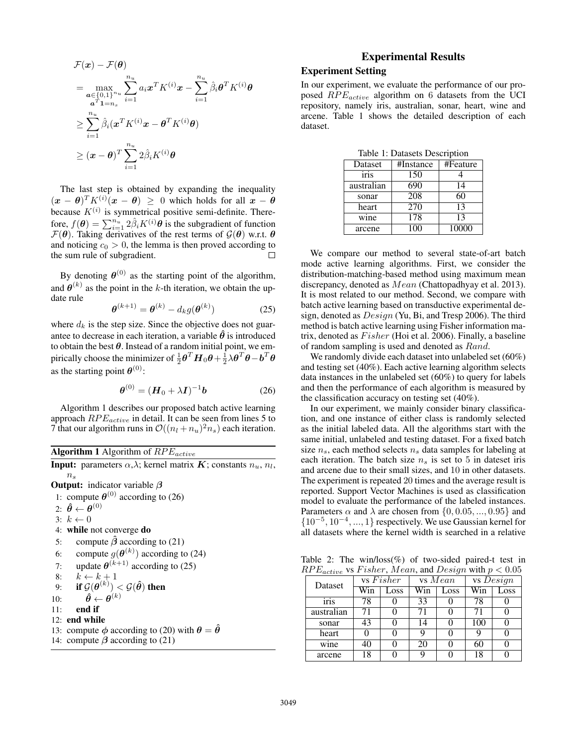$$
\begin{aligned}
&\mathcal{F}(\boldsymbol{x}) - \mathcal{F}(\boldsymbol{\theta}) \\
&= \max_{\substack{\boldsymbol{a} \in \{0,1\}^{n_u} \\ \boldsymbol{a}^T \mathbf{1} = n_s}} \sum_{i=1}^{n_u} a_i \boldsymbol{x}^T K^{(i)} \boldsymbol{x} - \sum_{i=1}^{n_u} \hat{\beta}_i \boldsymbol{\theta}^T K^{(i)} \boldsymbol{\theta} \\
&\geq \sum_{i=1}^{n_u} \hat{\beta}_i (\boldsymbol{x}^T K^{(i)} \boldsymbol{x} - \boldsymbol{\theta}^T K^{(i)} \boldsymbol{\theta}) \\
&\geq (\boldsymbol{x} - \boldsymbol{\theta})^T \sum_{i=1}^{n_u} 2\hat{\beta}_i K^{(i)} \boldsymbol{\theta}
\end{aligned}
$$

The last step is obtained by expanding the inequality $(\boldsymbol{x} - \boldsymbol{\theta})^T K^{(i)} (\boldsymbol{x} - \boldsymbol{\theta}) \geq 0$ which holds for all $\boldsymbol{x} - \boldsymbol{\theta}$ because $K^{(i)}$ is symmetrical positive semi-definite. Therefore, $f(\boldsymbol{\theta}) = \sum_{i=1}^{n_u} 2\hat{\beta}_i K^{(i)} \boldsymbol{\theta}$ is the subgradient of function $\mathcal{F}(\boldsymbol{\theta})$. Taking derivatives of the rest terms of $\mathcal{G}(\boldsymbol{\theta})$ w.r.t. $\boldsymbol{\theta}$ and noticing $c_0 > 0$, the lemma is then proved according to the sum rule of subgradient. □

By denoting $\boldsymbol{\theta}^{(0)}$ as the starting point of the algorithm, and $\boldsymbol{\theta}^{(k)}$ as the point in the $k$-th iteration, we obtain the update rule

$$
\boldsymbol{\theta}^{(k+1)} = \boldsymbol{\theta}^{(k)} - d_k g(\boldsymbol{\theta}^{(k)}) \tag{25}
$$

where $d_k$ is the step size. Since the objective does not guarantee to decrease in each iteration, a variable $\hat{\boldsymbol{\theta}}$ is introduced to obtain the best $\boldsymbol{\theta}$. Instead of a random initial point, we empirically choose the minimizer of $\frac{1}{2}\boldsymbol{\theta}^T \boldsymbol{H}_0 \boldsymbol{\theta} + \frac{1}{2}\lambda \boldsymbol{\theta}^T \boldsymbol{\theta} - \boldsymbol{b}^T \boldsymbol{\theta}$ as the starting point $\boldsymbol{\theta}^{(0)}$:

$$
\boldsymbol{\theta}^{(0)} = (\boldsymbol{H}_0 + \lambda \boldsymbol{I})^{-1} \boldsymbol{b} \tag{26}
$$

Algorithm 1 describes our proposed batch active learning approach $RPE_{active}$ in detail. It can be seen from lines 5 to 7 that our algorithm runs in $\mathcal{O}((n_l + n_u)^2 n_s)$ each iteration.

**Algorithm 1** Algorithm of $RPE_{active}$

**Input:** parameters $\alpha$,$\lambda$; kernel matrix $\boldsymbol{K}$; constants $n_u$, $n_l$, $n_s$

**Output:** indicator variable $\boldsymbol{\beta}$

```
1:  compute θ^(0) according to (26)
2:  θ̂ ← θ^(0)
3:  k ← 0
4:  while not converge do
5:      compute β̂ according to (21)
6:      compute g(θ^(k)) according to (24)
7:      update θ^(k+1) according to (25)
8:      k ← k + 1
9:      if G(θ^(k)) < G(θ̂) then
10:         θ̂ ← θ^(k)
11:     end if
12: end while
13: compute φ according to (20) with θ = θ̂
14: compute β according to (21)
```

# Experimental Results

## Experiment Setting

In our experiment, we evaluate the performance of our proposed $RPE_{active}$ algorithm on 6 datasets from the UCI repository, namely iris, australian, sonar, heart, wine and arcene. Table 1 shows the detailed description of each dataset.

Table 1: Datasets Description

| Dataset | #Instance | #Feature |
|---|---|---|
| iris | 150 | 4 |
| australian | 690 | 14 |
| sonar | 208 | 60 |
| heart | 270 | 13 |
| wine | 178 | 13 |
| arcene | 100 | 10000 |

We compare our method to several state-of-art batch mode active learning algorithms. First, we consider the distribution-matching-based method using maximum mean discrepancy, denoted as $Mean$ (Chattopadhyay et al. 2013). It is most related to our method. Second, we compare with batch active learning based on transductive experimental design, denoted as $Design$ (Yu, Bi, and Tresp 2006). The third method is batch active learning using Fisher information matrix, denoted as $Fisher$ (Hoi et al. 2006). Finally, a baseline of random sampling is used and denoted as $Rand$.

We randomly divide each dataset into unlabeled set (60%) and testing set (40%). Each active learning algorithm selects data instances in the unlabeled set (60%) to query for labels and then the performance of each algorithm is measured by the classification accuracy on testing set (40%).

In our experiment, we mainly consider binary classification, and one instance of either class is randomly selected as the initial labeled data. All the algorithms start with the same initial, unlabeled and testing dataset. For a fixed batch size $n_s$, each method selects $n_s$ data samples for labeling at each iteration. The batch size $n_s$ is set to 5 in dateset iris and arcene due to their small sizes, and 10 in other datasets. The experiment is repeated 20 times and the average result is reported. Support Vector Machines is used as classification model to evaluate the performance of the labeled instances. Parameters $\alpha$ and $\lambda$ are chosen from $\{0, 0.05, ..., 0.95\}$ and $\{10^{-5}, 10^{-4}, ..., 1\}$ respectively. We use Gaussian kernel for all datasets where the kernel width is searched in a relative

Table 2: The win/loss(%) of two-sided paired-t test in $RPE_{active}$ vs $Fisher$, $Mean$, and $Design$ with $p < 0.05$

| Dataset | vs $Fisher$ | | vs $Mean$ | | vs $Design$ | |
|---|---|---|---|---|---|---|
| | Win | Loss | Win | Loss | Win | Loss |
| iris | 78 | 0 | 33 | 0 | 78 | 0 |
| australian | 71 | 0 | 71 | 0 | 71 | 0 |
| sonar | 43 | 0 | 14 | 0 | 100 | 0 |
| heart | 0 | 0 | 9 | 0 | 9 | 0 |
| wine | 40 | 0 | 20 | 0 | 60 | 0 |
| arcene | 18 | 0 | 9 | 0 | 18 | 0 |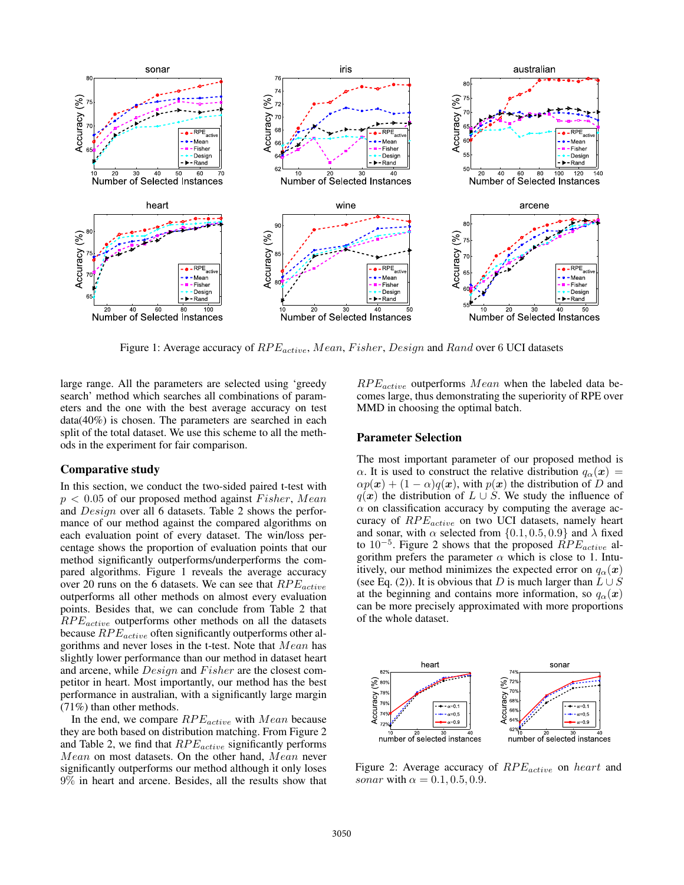Figure 1: Average accuracy of $RPE_{active}$, $Mean$, $Fisher$, $Design$ and $Rand$ over 6 UCI datasets

large range. All the parameters are selected using 'greedy search' method which searches all combinations of parameters and the one with the best average accuracy on test data(40%) is chosen. The parameters are searched in each split of the total dataset. We use this scheme to all the methods in the experiment for fair comparison.

## Comparative study

In this section, we conduct the two-sided paired t-test with $p < 0.05$ of our proposed method against $Fisher$, $Mean$ and $Design$ over all 6 datasets. Table 2 shows the performance of our method against the compared algorithms on each evaluation point of every dataset. The win/loss percentage shows the proportion of evaluation points that our method significantly outperforms/underperforms the compared algorithms. Figure 1 reveals the average accuracy over 20 runs on the 6 datasets. We can see that $RPE_{active}$ outperforms all other methods on almost every evaluation points. Besides that, we can conclude from Table 2 that $RPE_{active}$ outperforms other methods on all the datasets because $RPE_{active}$ often significantly outperforms other algorithms and never loses in the t-test. Note that $Mean$ has slightly lower performance than our method in dataset heart and arcene, while $Design$ and $Fisher$ are the closest competitor in heart. Most importantly, our method has the best performance in australian, with a significantly large margin (71%) than other methods.

In the end, we compare $RPE_{active}$ with $Mean$ because they are both based on distribution matching. From Figure 2 and Table 2, we find that $RPE_{active}$ significantly performs $Mean$ on most datasets. On the other hand, $Mean$ never significantly outperforms our method although it only loses 9% in heart and arcene. Besides, all the results show that $RPE_{active}$ outperforms $Mean$ when the labeled data becomes large, thus demonstrating the superiority of RPE over MMD in choosing the optimal batch.

## Parameter Selection

The most important parameter of our proposed method is $\alpha$. It is used to construct the relative distribution $q_\alpha(\boldsymbol{x}) = \alpha p(\boldsymbol{x}) + (1 - \alpha) q(\boldsymbol{x})$, with $p(\boldsymbol{x})$ the distribution of $D$ and $q(\boldsymbol{x})$ the distribution of $L \cup S$. We study the influence of $\alpha$ on classification accuracy by computing the average accuracy of $RPE_{active}$ on two UCI datasets, namely heart and sonar, with $\alpha$ selected from $\{0.1, 0.5, 0.9\}$ and $\lambda$ fixed to $10^{-5}$. Figure 2 shows that the proposed $RPE_{active}$ algorithm prefers the parameter $\alpha$ which is close to 1. Intuitively, our method minimizes the expected error on $q_\alpha(\boldsymbol{x})$ (see Eq. (2)). It is obvious that $D$ is much larger than $L \cup S$ at the beginning and contains more information, so $q_\alpha(\boldsymbol{x})$ can be more precisely approximated with more proportions of the whole dataset.

Figure 2: Average accuracy of $RPE_{active}$ on $heart$ and $sonar$ with $\alpha = 0.1, 0.5, 0.9$.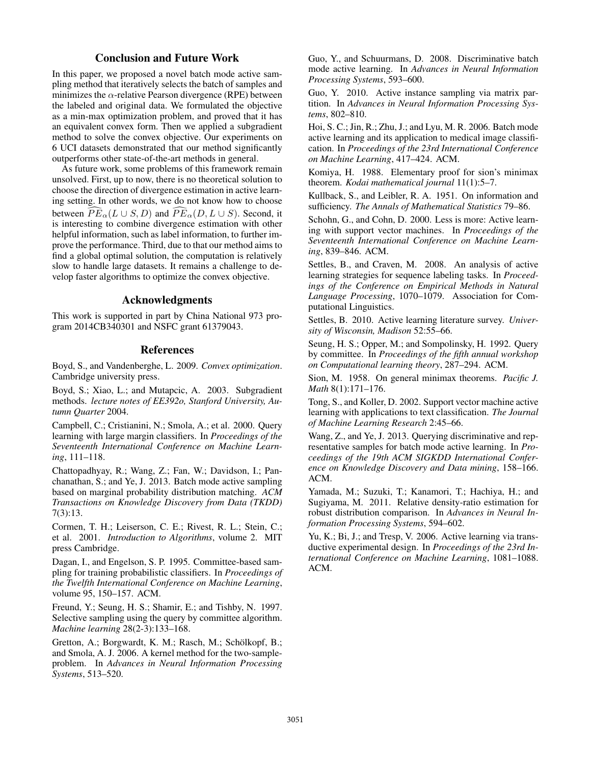## Conclusion and Future Work

In this paper, we proposed a novel batch mode active sampling method that iteratively selects the batch of samples and minimizes the $\alpha$-relative Pearson divergence (RPE) between the labeled and original data. We formulated the objective as a min-max optimization problem, and proved that it has an equivalent convex form. Then we applied a subgradient method to solve the convex objective. Our experiments on 6 UCI datasets demonstrated that our method significantly outperforms other state-of-the-art methods in general.

As future work, some problems of this framework remain unsolved. First, up to now, there is no theoretical solution to choose the direction of divergence estimation in active learning setting. In other words, we do not know how to choose between $\widehat{PE}_\alpha(L \cup S, D)$ and $\widehat{PE}_\alpha(D, L \cup S)$. Second, it is interesting to combine divergence estimation with other helpful information, such as label information, to further improve the performance. Third, due to that our method aims to find a global optimal solution, the computation is relatively slow to handle large datasets. It remains a challenge to develop faster algorithms to optimize the convex objective.

## Acknowledgments

This work is supported in part by China National 973 program 2014CB340301 and NSFC grant 61379043.

## References

Boyd, S., and Vandenberghe, L. 2009. *Convex optimization*. Cambridge university press.

Boyd, S.; Xiao, L.; and Mutapcic, A. 2003. Subgradient methods. *lecture notes of EE392o, Stanford University, Autumn Quarter* 2004.

Campbell, C.; Cristianini, N.; Smola, A.; et al. 2000. Query learning with large margin classifiers. In *Proceedings of the Seventeenth International Conference on Machine Learning*, 111–118.

Chattopadhyay, R.; Wang, Z.; Fan, W.; Davidson, I.; Panchanathan, S.; and Ye, J. 2013. Batch mode active sampling based on marginal probability distribution matching. *ACM Transactions on Knowledge Discovery from Data (TKDD)* 7(3):13.

Cormen, T. H.; Leiserson, C. E.; Rivest, R. L.; Stein, C.; et al. 2001. *Introduction to Algorithms*, volume 2. MIT press Cambridge.

Dagan, I., and Engelson, S. P. 1995. Committee-based sampling for training probabilistic classifiers. In *Proceedings of the Twelfth International Conference on Machine Learning*, volume 95, 150–157. ACM.

Freund, Y.; Seung, H. S.; Shamir, E.; and Tishby, N. 1997. Selective sampling using the query by committee algorithm. *Machine learning* 28(2-3):133–168.

Gretton, A.; Borgwardt, K. M.; Rasch, M.; Schölkopf, B.; and Smola, A. J. 2006. A kernel method for the two-sample-problem. In *Advances in Neural Information Processing Systems*, 513–520.

Guo, Y., and Schuurmans, D. 2008. Discriminative batch mode active learning. In *Advances in Neural Information Processing Systems*, 593–600.

Guo, Y. 2010. Active instance sampling via matrix partition. In *Advances in Neural Information Processing Systems*, 802–810.

Hoi, S. C.; Jin, R.; Zhu, J.; and Lyu, M. R. 2006. Batch mode active learning and its application to medical image classification. In *Proceedings of the 23rd International Conference on Machine Learning*, 417–424. ACM.

Komiya, H. 1988. Elementary proof for sion's minimax theorem. *Kodai mathematical journal* 11(1):5–7.

Kullback, S., and Leibler, R. A. 1951. On information and sufficiency. *The Annals of Mathematical Statistics* 79–86.

Schohn, G., and Cohn, D. 2000. Less is more: Active learning with support vector machines. In *Proceedings of the Seventeenth International Conference on Machine Learning*, 839–846. ACM.

Settles, B., and Craven, M. 2008. An analysis of active learning strategies for sequence labeling tasks. In *Proceedings of the Conference on Empirical Methods in Natural Language Processing*, 1070–1079. Association for Computational Linguistics.

Settles, B. 2010. Active learning literature survey. *University of Wisconsin, Madison* 52:55–66.

Seung, H. S.; Opper, M.; and Sompolinsky, H. 1992. Query by committee. In *Proceedings of the fifth annual workshop on Computational learning theory*, 287–294. ACM.

Sion, M. 1958. On general minimax theorems. *Pacific J. Math* 8(1):171–176.

Tong, S., and Koller, D. 2002. Support vector machine active learning with applications to text classification. *The Journal of Machine Learning Research* 2:45–66.

Wang, Z., and Ye, J. 2013. Querying discriminative and representative samples for batch mode active learning. In *Proceedings of the 19th ACM SIGKDD International Conference on Knowledge Discovery and Data mining*, 158–166. ACM.

Yamada, M.; Suzuki, T.; Kanamori, T.; Hachiya, H.; and Sugiyama, M. 2011. Relative density-ratio estimation for robust distribution comparison. In *Advances in Neural Information Processing Systems*, 594–602.

Yu, K.; Bi, J.; and Tresp, V. 2006. Active learning via transductive experimental design. In *Proceedings of the 23rd International Conference on Machine Learning*, 1081–1088. ACM.